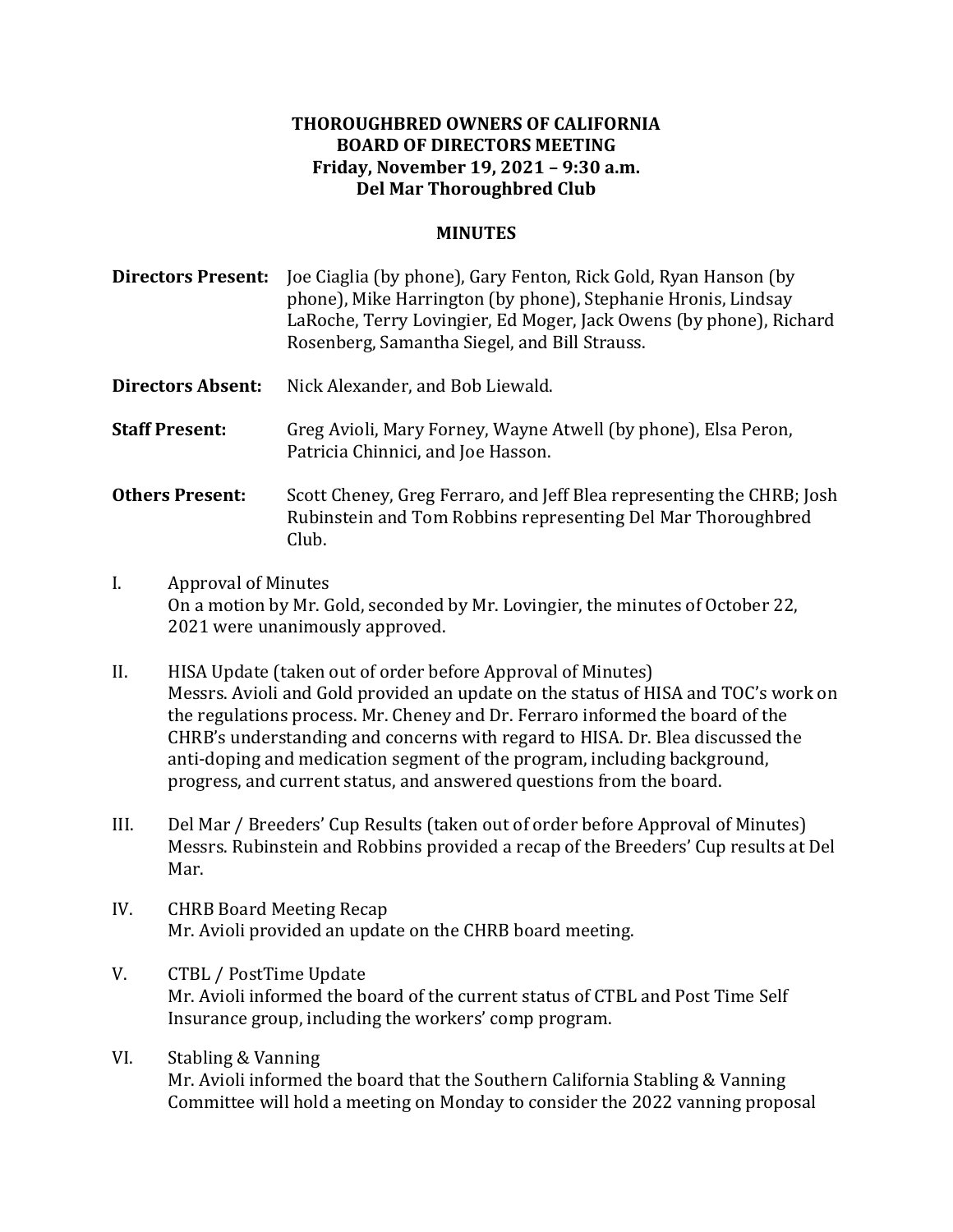# THOROUGHBRED OWNERS OF CALIFORNIA
## BOARD OF DIRECTORS MEETING
### Friday, November 19, 2021 – 9:30 a.m.
### Del Mar Thoroughbred Club

## MINUTES

**Directors Present:** Joe Ciaglia (by phone), Gary Fenton, Rick Gold, Ryan Hanson (by phone), Mike Harrington (by phone), Stephanie Hronis, Lindsay LaRoche, Terry Lovingier, Ed Moger, Jack Owens (by phone), Richard Rosenberg, Samantha Siegel, and Bill Strauss.

**Directors Absent:** Nick Alexander, and Bob Liewald.

**Staff Present:** Greg Avioli, Mary Forney, Wayne Atwell (by phone), Elsa Peron, Patricia Chinnici, and Joe Hasson.

**Others Present:** Scott Cheney, Greg Ferraro, and Jeff Blea representing the CHRB; Josh Rubinstein and Tom Robbins representing Del Mar Thoroughbred Club.

I. Approval of Minutes
On a motion by Mr. Gold, seconded by Mr. Lovingier, the minutes of October 22, 2021 were unanimously approved.

II. HISA Update (taken out of order before Approval of Minutes)
Messrs. Avioli and Gold provided an update on the status of HISA and TOC's work on the regulations process. Mr. Cheney and Dr. Ferraro informed the board of the CHRB's understanding and concerns with regard to HISA. Dr. Blea discussed the anti-doping and medication segment of the program, including background, progress, and current status, and answered questions from the board.

III. Del Mar / Breeders' Cup Results (taken out of order before Approval of Minutes)
Messrs. Rubinstein and Robbins provided a recap of the Breeders' Cup results at Del Mar.

IV. CHRB Board Meeting Recap
Mr. Avioli provided an update on the CHRB board meeting.

V. CTBL / PostTime Update
Mr. Avioli informed the board of the current status of CTBL and Post Time Self Insurance group, including the workers' comp program.

VI. Stabling & Vanning
Mr. Avioli informed the board that the Southern California Stabling & Vanning Committee will hold a meeting on Monday to consider the 2022 vanning proposal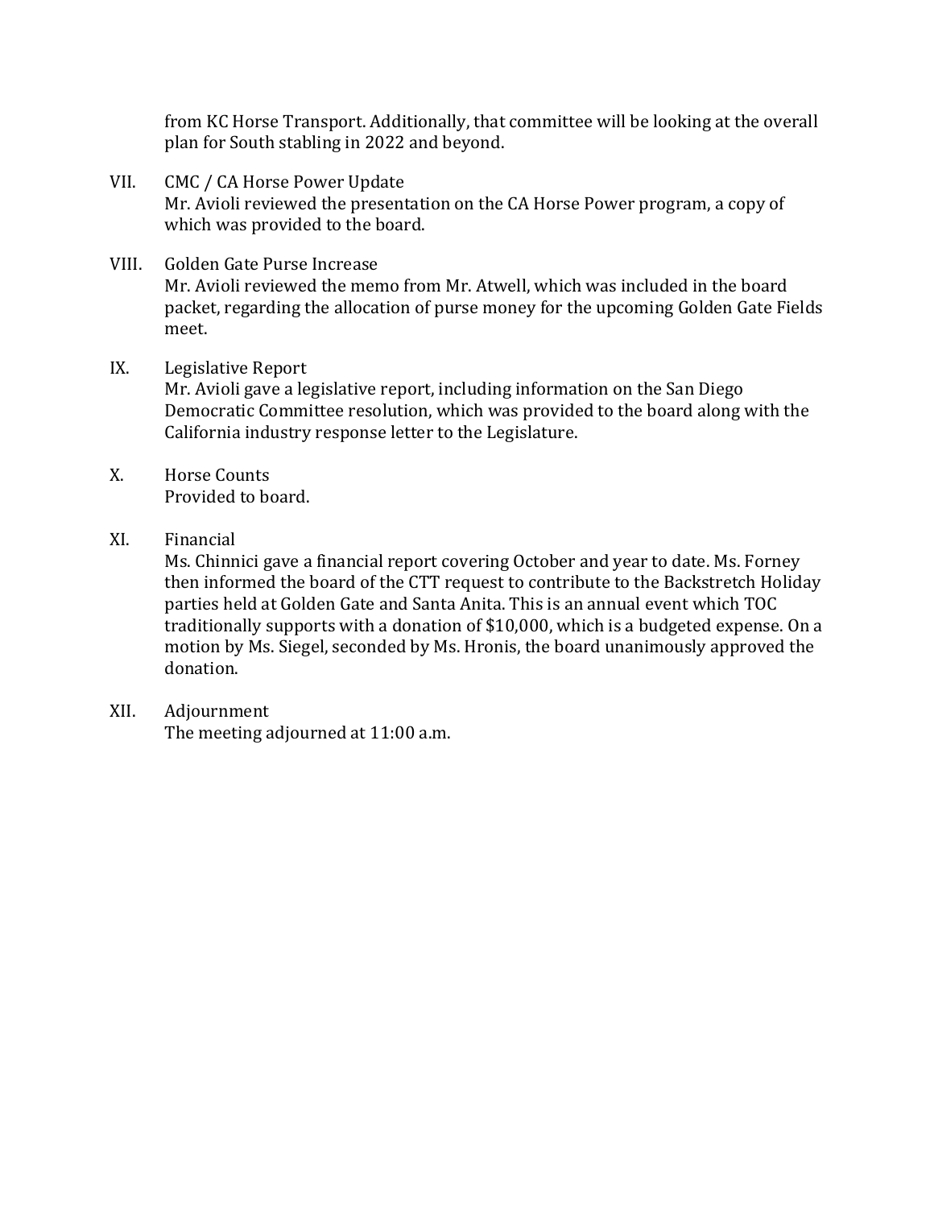from KC Horse Transport. Additionally, that committee will be looking at the overall plan for South stabling in 2022 and beyond.

VII. CMC / CA Horse Power Update
Mr. Avioli reviewed the presentation on the CA Horse Power program, a copy of which was provided to the board.

VIII. Golden Gate Purse Increase
Mr. Avioli reviewed the memo from Mr. Atwell, which was included in the board packet, regarding the allocation of purse money for the upcoming Golden Gate Fields meet.

IX. Legislative Report
Mr. Avioli gave a legislative report, including information on the San Diego Democratic Committee resolution, which was provided to the board along with the California industry response letter to the Legislature.

X. Horse Counts
Provided to board.

XI. Financial
Ms. Chinnici gave a financial report covering October and year to date. Ms. Forney then informed the board of the CTT request to contribute to the Backstretch Holiday parties held at Golden Gate and Santa Anita. This is an annual event which TOC traditionally supports with a donation of $10,000, which is a budgeted expense. On a motion by Ms. Siegel, seconded by Ms. Hronis, the board unanimously approved the donation.

XII. Adjournment
The meeting adjourned at 11:00 a.m.